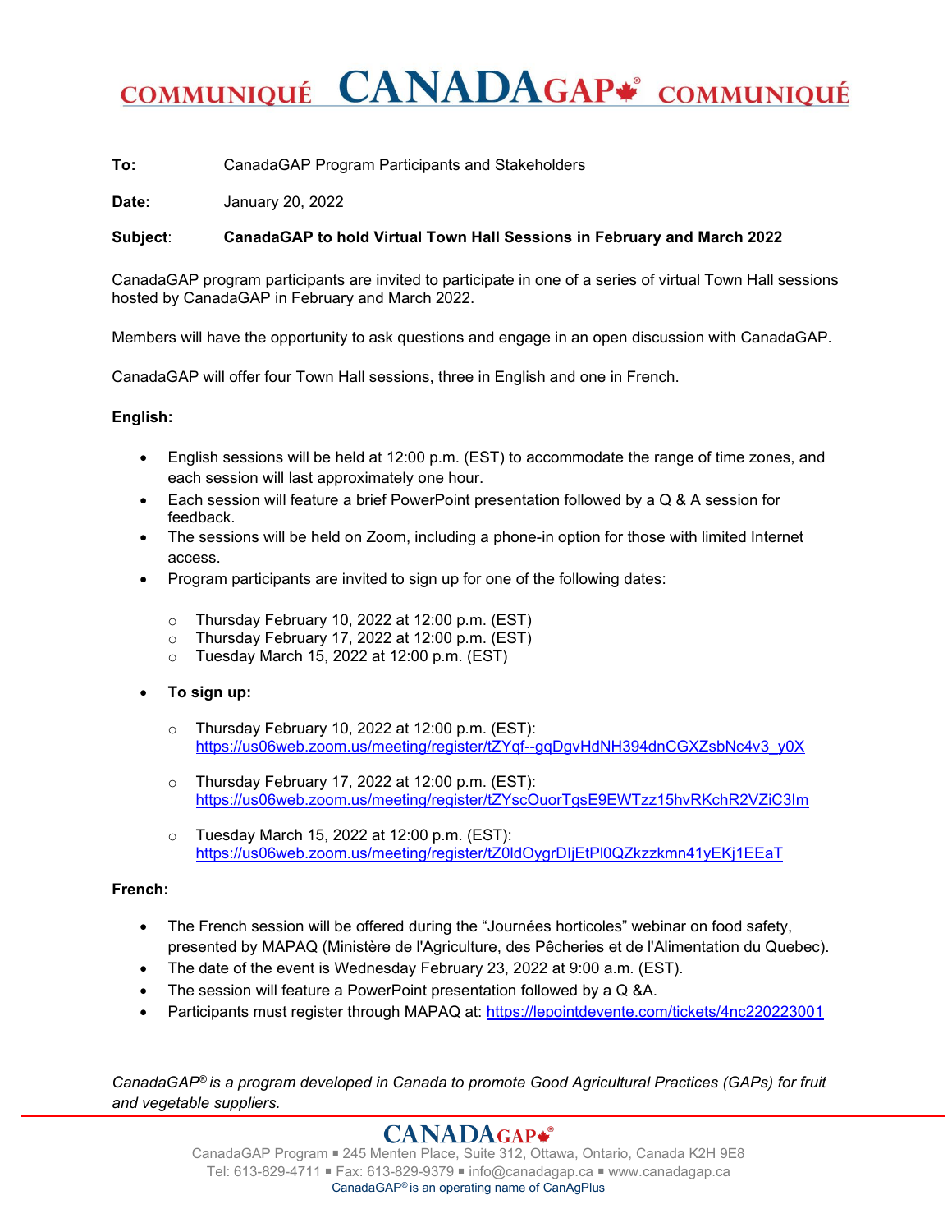# COMMUNIQUÉ CANADAGAP® COMMUNIQUÉ

**To:** CanadaGAP Program Participants and Stakeholders

**Date:** January 20, 2022

**Subject:** **CanadaGAP to hold Virtual Town Hall Sessions in February and March 2022**

CanadaGAP program participants are invited to participate in one of a series of virtual Town Hall sessions hosted by CanadaGAP in February and March 2022.

Members will have the opportunity to ask questions and engage in an open discussion with CanadaGAP.

CanadaGAP will offer four Town Hall sessions, three in English and one in French.

**English:**

- English sessions will be held at 12:00 p.m. (EST) to accommodate the range of time zones, and each session will last approximately one hour.
- Each session will feature a brief PowerPoint presentation followed by a Q & A session for feedback.
- The sessions will be held on Zoom, including a phone-in option for those with limited Internet access.
- Program participants are invited to sign up for one of the following dates:
  - Thursday February 10, 2022 at 12:00 p.m. (EST)
  - Thursday February 17, 2022 at 12:00 p.m. (EST)
  - Tuesday March 15, 2022 at 12:00 p.m. (EST)
- **To sign up:**
  - Thursday February 10, 2022 at 12:00 p.m. (EST): https://us06web.zoom.us/meeting/register/tZYqf--gqDgvHdNH394dnCGXZsbNc4v3_y0X
  - Thursday February 17, 2022 at 12:00 p.m. (EST): https://us06web.zoom.us/meeting/register/tZYscOuorTgsE9EWTzz15hvRKchR2VZiC3Im
  - Tuesday March 15, 2022 at 12:00 p.m. (EST): https://us06web.zoom.us/meeting/register/tZ0ldOygrDIjEtPl0QZkzzkmn41yEKj1EEaT

**French:**

- The French session will be offered during the "Journées horticoles" webinar on food safety, presented by MAPAQ (Ministère de l'Agriculture, des Pêcheries et de l'Alimentation du Quebec).
- The date of the event is Wednesday February 23, 2022 at 9:00 a.m. (EST).
- The session will feature a PowerPoint presentation followed by a Q &A.
- Participants must register through MAPAQ at: https://lepointdevente.com/tickets/4nc220223001

*CanadaGAP® is a program developed in Canada to promote Good Agricultural Practices (GAPs) for fruit and vegetable suppliers.*

CANADAGAP®

CanadaGAP Program ▪ 245 Menten Place, Suite 312, Ottawa, Ontario, Canada K2H 9E8
Tel: 613-829-4711 ▪ Fax: 613-829-9379 ▪ info@canadagap.ca ▪ www.canadagap.ca
CanadaGAP® is an operating name of CanAgPlus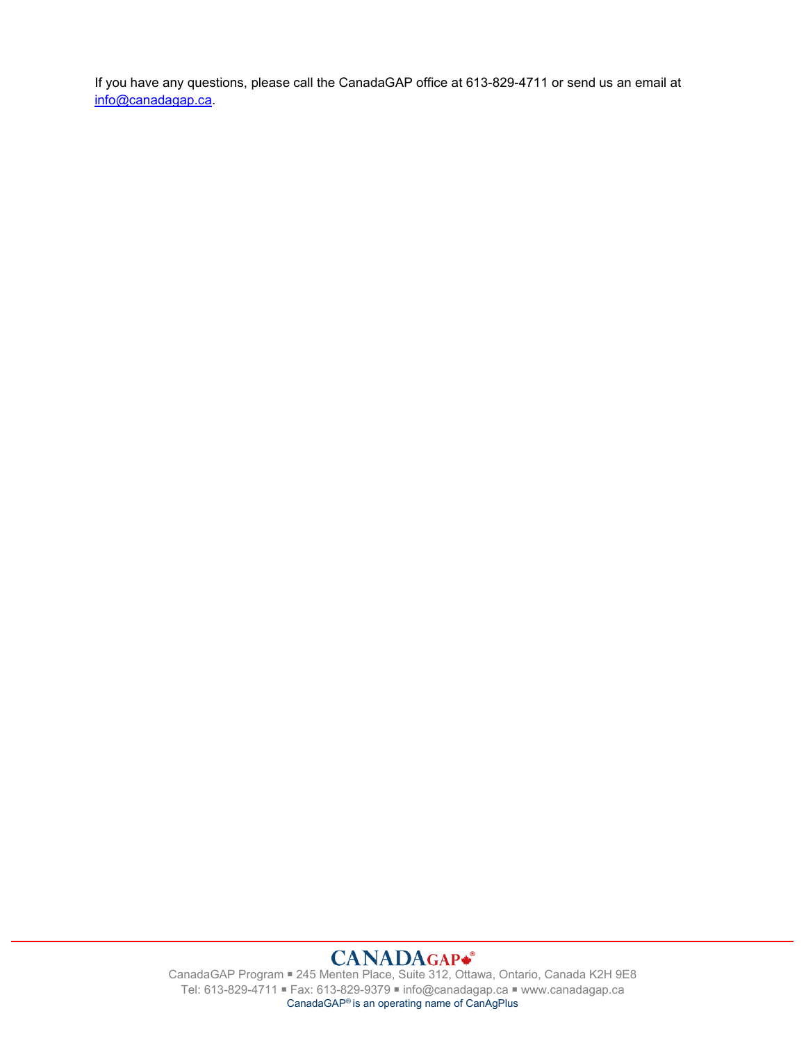If you have any questions, please call the CanadaGAP office at 613-829-4711 or send us an email at info@canadagap.ca.